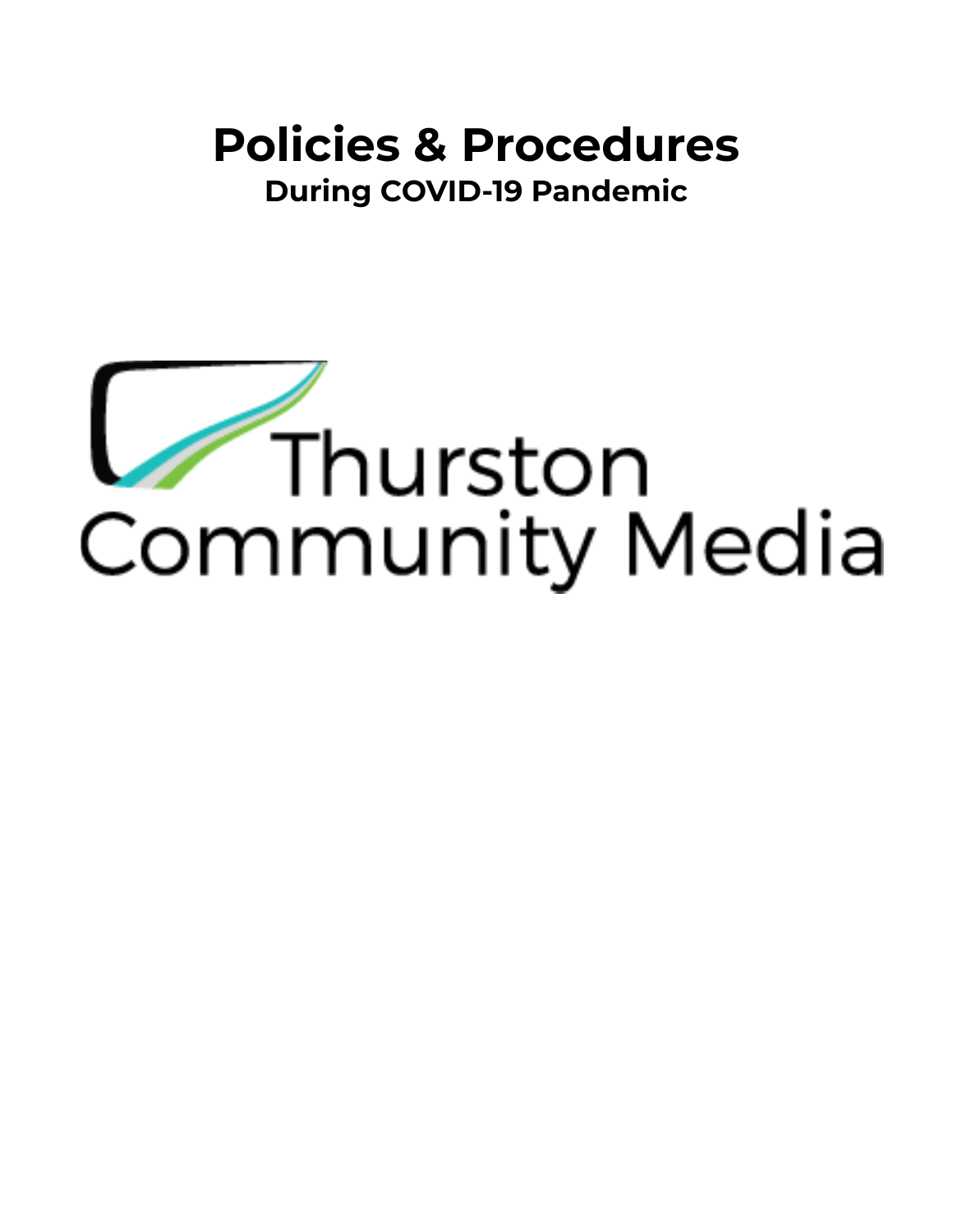# Policies & Procedures

**During COVID-19 Pandemic**

Thurston Community Media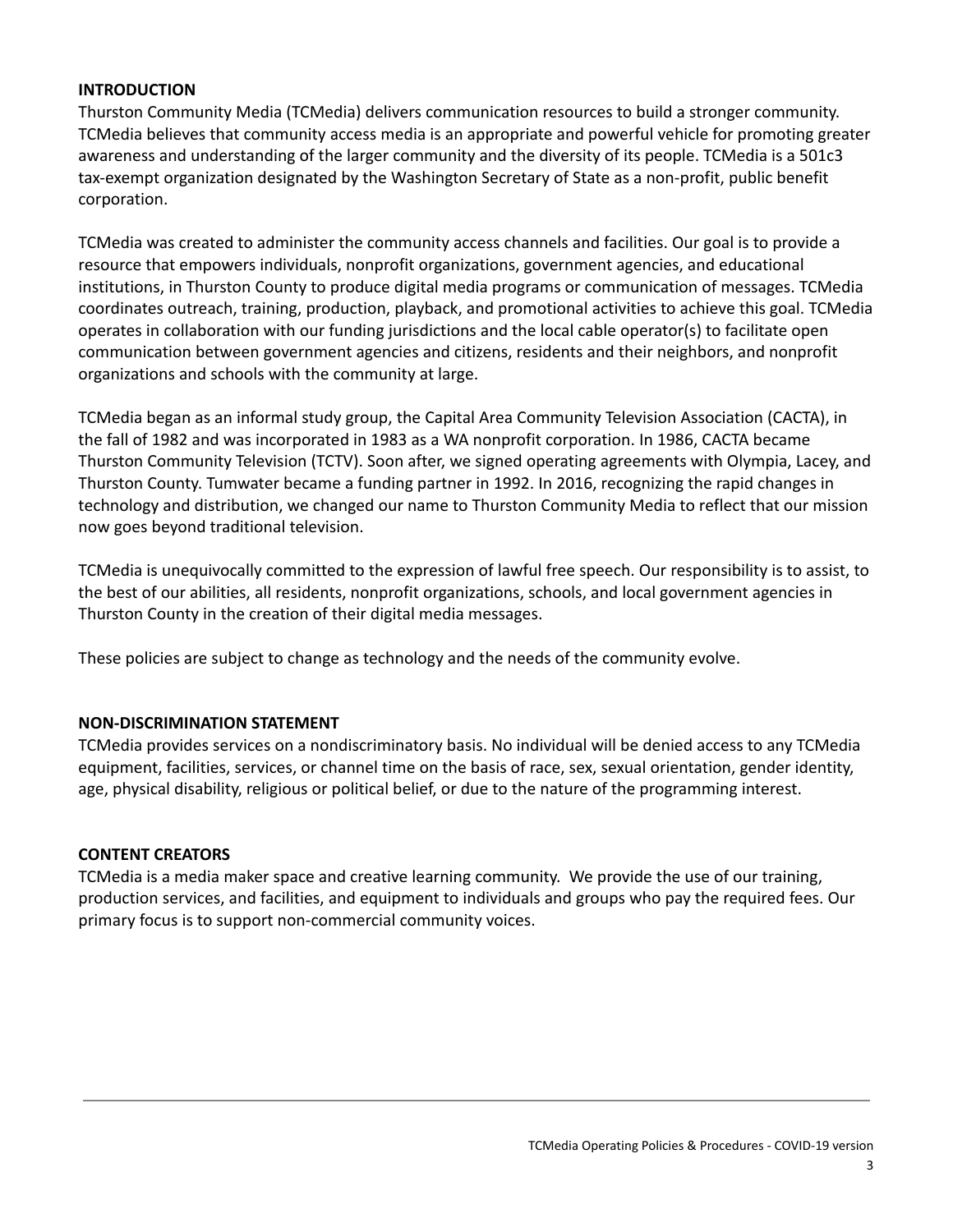## INTRODUCTION

Thurston Community Media (TCMedia) delivers communication resources to build a stronger community. TCMedia believes that community access media is an appropriate and powerful vehicle for promoting greater awareness and understanding of the larger community and the diversity of its people. TCMedia is a 501c3 tax-exempt organization designated by the Washington Secretary of State as a non-profit, public benefit corporation.

TCMedia was created to administer the community access channels and facilities. Our goal is to provide a resource that empowers individuals, nonprofit organizations, government agencies, and educational institutions, in Thurston County to produce digital media programs or communication of messages. TCMedia coordinates outreach, training, production, playback, and promotional activities to achieve this goal. TCMedia operates in collaboration with our funding jurisdictions and the local cable operator(s) to facilitate open communication between government agencies and citizens, residents and their neighbors, and nonprofit organizations and schools with the community at large.

TCMedia began as an informal study group, the Capital Area Community Television Association (CACTA), in the fall of 1982 and was incorporated in 1983 as a WA nonprofit corporation. In 1986, CACTA became Thurston Community Television (TCTV). Soon after, we signed operating agreements with Olympia, Lacey, and Thurston County. Tumwater became a funding partner in 1992. In 2016, recognizing the rapid changes in technology and distribution, we changed our name to Thurston Community Media to reflect that our mission now goes beyond traditional television.

TCMedia is unequivocally committed to the expression of lawful free speech. Our responsibility is to assist, to the best of our abilities, all residents, nonprofit organizations, schools, and local government agencies in Thurston County in the creation of their digital media messages.

These policies are subject to change as technology and the needs of the community evolve.

## NON-DISCRIMINATION STATEMENT

TCMedia provides services on a nondiscriminatory basis. No individual will be denied access to any TCMedia equipment, facilities, services, or channel time on the basis of race, sex, sexual orientation, gender identity, age, physical disability, religious or political belief, or due to the nature of the programming interest.

## CONTENT CREATORS

TCMedia is a media maker space and creative learning community. We provide the use of our training, production services, and facilities, and equipment to individuals and groups who pay the required fees. Our primary focus is to support non-commercial community voices.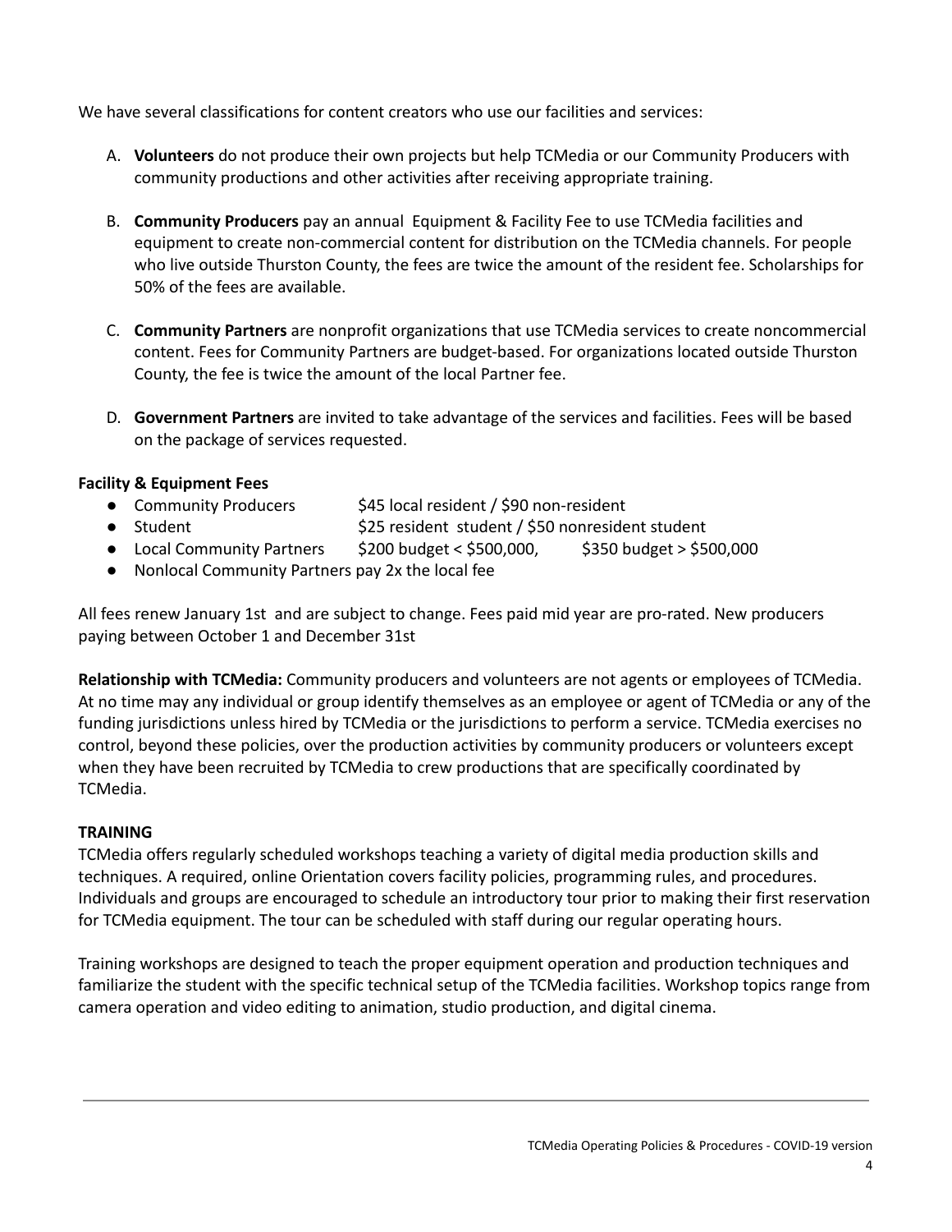We have several classifications for content creators who use our facilities and services:

A. **Volunteers** do not produce their own projects but help TCMedia or our Community Producers with community productions and other activities after receiving appropriate training.

B. **Community Producers** pay an annual Equipment & Facility Fee to use TCMedia facilities and equipment to create non-commercial content for distribution on the TCMedia channels. For people who live outside Thurston County, the fees are twice the amount of the resident fee. Scholarships for 50% of the fees are available.

C. **Community Partners** are nonprofit organizations that use TCMedia services to create noncommercial content. Fees for Community Partners are budget-based. For organizations located outside Thurston County, the fee is twice the amount of the local Partner fee.

D. **Government Partners** are invited to take advantage of the services and facilities. Fees will be based on the package of services requested.

**Facility & Equipment Fees**

- Community Producers $45 local resident / $90 non-resident
- Student $25 resident student / $50 nonresident student
- Local Community Partners $200 budget < $500,000, $350 budget > $500,000
- Nonlocal Community Partners pay 2x the local fee

All fees renew January 1st and are subject to change. Fees paid mid year are pro-rated. New producers paying between October 1 and December 31st

**Relationship with TCMedia:** Community producers and volunteers are not agents or employees of TCMedia. At no time may any individual or group identify themselves as an employee or agent of TCMedia or any of the funding jurisdictions unless hired by TCMedia or the jurisdictions to perform a service. TCMedia exercises no control, beyond these policies, over the production activities by community producers or volunteers except when they have been recruited by TCMedia to crew productions that are specifically coordinated by TCMedia.

**TRAINING**

TCMedia offers regularly scheduled workshops teaching a variety of digital media production skills and techniques. A required, online Orientation covers facility policies, programming rules, and procedures. Individuals and groups are encouraged to schedule an introductory tour prior to making their first reservation for TCMedia equipment. The tour can be scheduled with staff during our regular operating hours.

Training workshops are designed to teach the proper equipment operation and production techniques and familiarize the student with the specific technical setup of the TCMedia facilities. Workshop topics range from camera operation and video editing to animation, studio production, and digital cinema.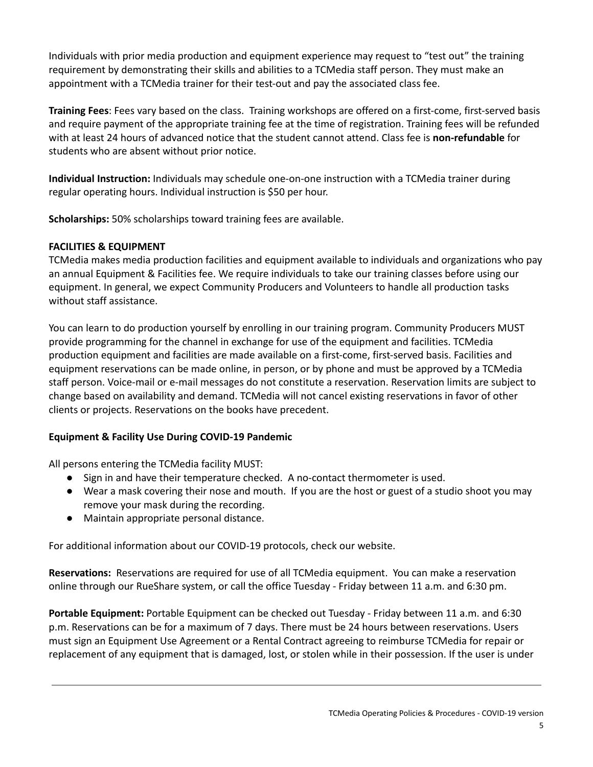Individuals with prior media production and equipment experience may request to "test out" the training requirement by demonstrating their skills and abilities to a TCMedia staff person. They must make an appointment with a TCMedia trainer for their test-out and pay the associated class fee.

**Training Fees**: Fees vary based on the class. Training workshops are offered on a first-come, first-served basis and require payment of the appropriate training fee at the time of registration. Training fees will be refunded with at least 24 hours of advanced notice that the student cannot attend. Class fee is **non-refundable** for students who are absent without prior notice.

**Individual Instruction:** Individuals may schedule one-on-one instruction with a TCMedia trainer during regular operating hours. Individual instruction is $50 per hour.

**Scholarships:** 50% scholarships toward training fees are available.

**FACILITIES & EQUIPMENT**

TCMedia makes media production facilities and equipment available to individuals and organizations who pay an annual Equipment & Facilities fee. We require individuals to take our training classes before using our equipment. In general, we expect Community Producers and Volunteers to handle all production tasks without staff assistance.

You can learn to do production yourself by enrolling in our training program. Community Producers MUST provide programming for the channel in exchange for use of the equipment and facilities. TCMedia production equipment and facilities are made available on a first-come, first-served basis. Facilities and equipment reservations can be made online, in person, or by phone and must be approved by a TCMedia staff person. Voice-mail or e-mail messages do not constitute a reservation. Reservation limits are subject to change based on availability and demand. TCMedia will not cancel existing reservations in favor of other clients or projects. Reservations on the books have precedent.

**Equipment & Facility Use During COVID-19 Pandemic**

All persons entering the TCMedia facility MUST:

- Sign in and have their temperature checked. A no-contact thermometer is used.
- Wear a mask covering their nose and mouth. If you are the host or guest of a studio shoot you may remove your mask during the recording.
- Maintain appropriate personal distance.

For additional information about our COVID-19 protocols, check our website.

**Reservations:** Reservations are required for use of all TCMedia equipment. You can make a reservation online through our RueShare system, or call the office Tuesday - Friday between 11 a.m. and 6:30 pm.

**Portable Equipment:** Portable Equipment can be checked out Tuesday - Friday between 11 a.m. and 6:30 p.m. Reservations can be for a maximum of 7 days. There must be 24 hours between reservations. Users must sign an Equipment Use Agreement or a Rental Contract agreeing to reimburse TCMedia for repair or replacement of any equipment that is damaged, lost, or stolen while in their possession. If the user is under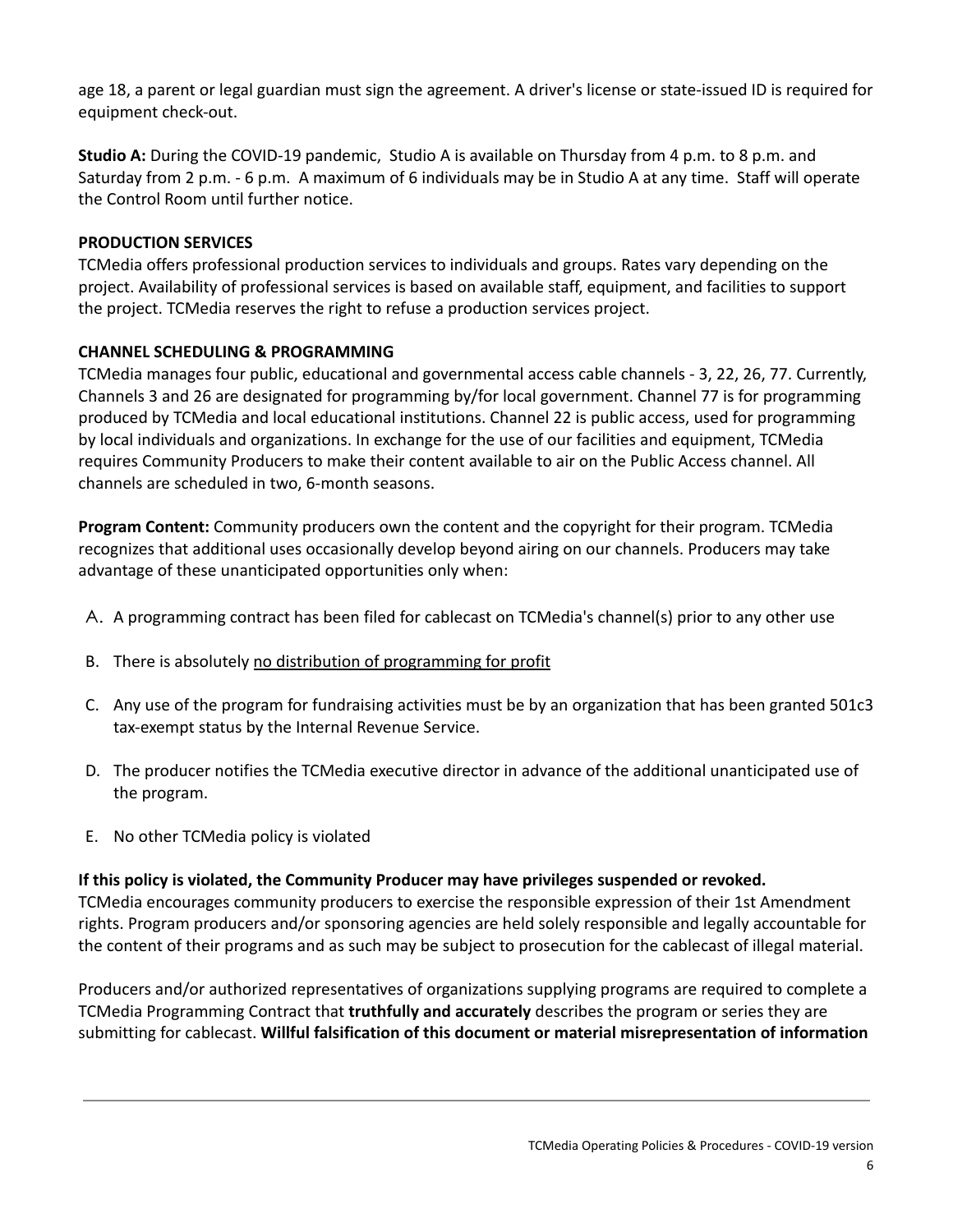age 18, a parent or legal guardian must sign the agreement. A driver's license or state-issued ID is required for equipment check-out.

**Studio A:** During the COVID-19 pandemic, Studio A is available on Thursday from 4 p.m. to 8 p.m. and Saturday from 2 p.m. - 6 p.m. A maximum of 6 individuals may be in Studio A at any time. Staff will operate the Control Room until further notice.

## PRODUCTION SERVICES

TCMedia offers professional production services to individuals and groups. Rates vary depending on the project. Availability of professional services is based on available staff, equipment, and facilities to support the project. TCMedia reserves the right to refuse a production services project.

## CHANNEL SCHEDULING & PROGRAMMING

TCMedia manages four public, educational and governmental access cable channels - 3, 22, 26, 77. Currently, Channels 3 and 26 are designated for programming by/for local government. Channel 77 is for programming produced by TCMedia and local educational institutions. Channel 22 is public access, used for programming by local individuals and organizations. In exchange for the use of our facilities and equipment, TCMedia requires Community Producers to make their content available to air on the Public Access channel. All channels are scheduled in two, 6-month seasons.

**Program Content:** Community producers own the content and the copyright for their program. TCMedia recognizes that additional uses occasionally develop beyond airing on our channels. Producers may take advantage of these unanticipated opportunities only when:

A. A programming contract has been filed for cablecast on TCMedia's channel(s) prior to any other use

B. There is absolutely <u>no distribution of programming for profit</u>

C. Any use of the program for fundraising activities must be by an organization that has been granted 501c3 tax-exempt status by the Internal Revenue Service.

D. The producer notifies the TCMedia executive director in advance of the additional unanticipated use of the program.

E. No other TCMedia policy is violated

**If this policy is violated, the Community Producer may have privileges suspended or revoked.**
TCMedia encourages community producers to exercise the responsible expression of their 1st Amendment rights. Program producers and/or sponsoring agencies are held solely responsible and legally accountable for the content of their programs and as such may be subject to prosecution for the cablecast of illegal material.

Producers and/or authorized representatives of organizations supplying programs are required to complete a TCMedia Programming Contract that **truthfully and accurately** describes the program or series they are submitting for cablecast. **Willful falsification of this document or material misrepresentation of information**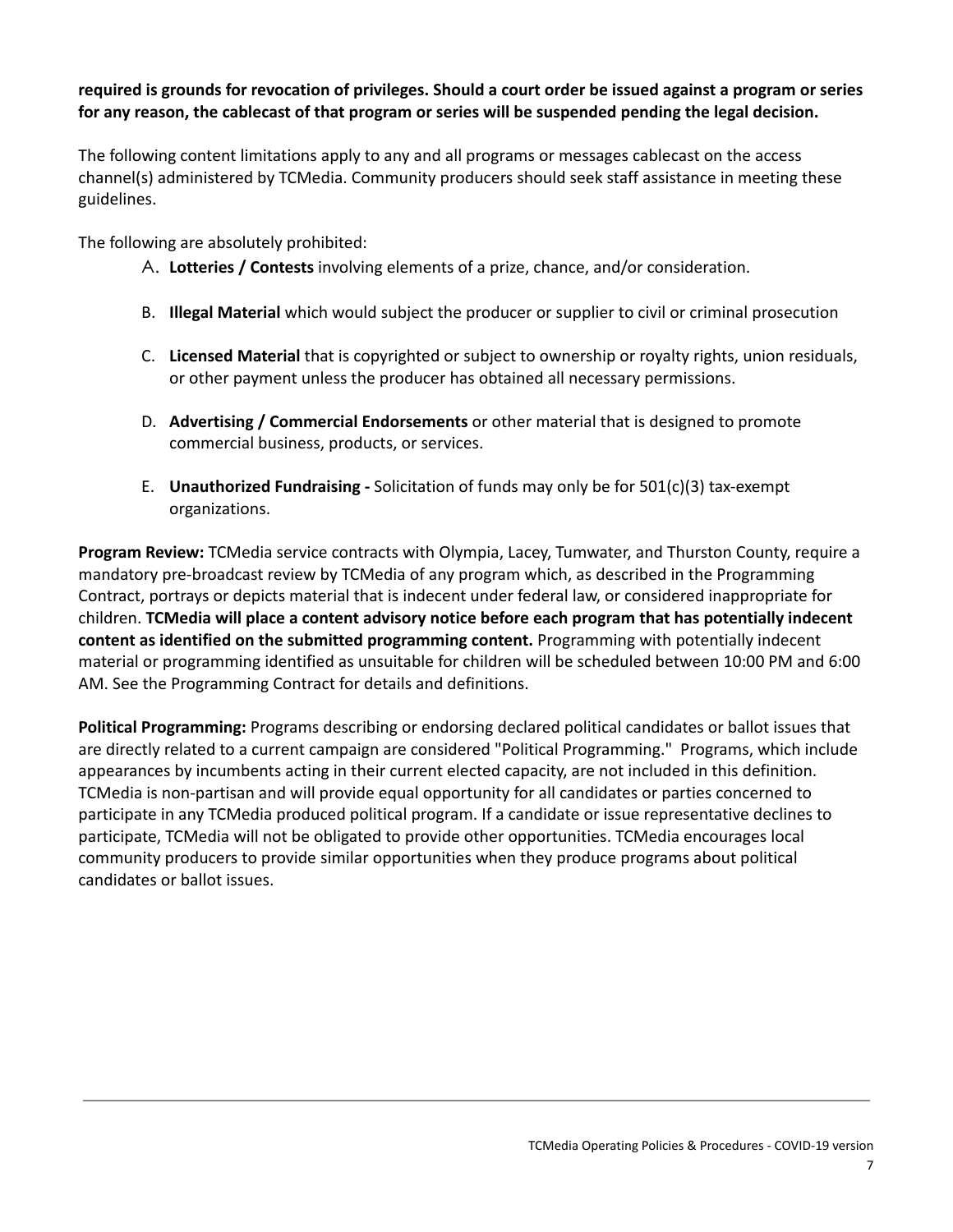**required is grounds for revocation of privileges. Should a court order be issued against a program or series for any reason, the cablecast of that program or series will be suspended pending the legal decision.**

The following content limitations apply to any and all programs or messages cablecast on the access channel(s) administered by TCMedia. Community producers should seek staff assistance in meeting these guidelines.

The following are absolutely prohibited:

A. **Lotteries / Contests** involving elements of a prize, chance, and/or consideration.

B. **Illegal Material** which would subject the producer or supplier to civil or criminal prosecution

C. **Licensed Material** that is copyrighted or subject to ownership or royalty rights, union residuals, or other payment unless the producer has obtained all necessary permissions.

D. **Advertising / Commercial Endorsements** or other material that is designed to promote commercial business, products, or services.

E. **Unauthorized Fundraising -** Solicitation of funds may only be for 501(c)(3) tax-exempt organizations.

**Program Review:** TCMedia service contracts with Olympia, Lacey, Tumwater, and Thurston County, require a mandatory pre-broadcast review by TCMedia of any program which, as described in the Programming Contract, portrays or depicts material that is indecent under federal law, or considered inappropriate for children. **TCMedia will place a content advisory notice before each program that has potentially indecent content as identified on the submitted programming content.** Programming with potentially indecent material or programming identified as unsuitable for children will be scheduled between 10:00 PM and 6:00 AM. See the Programming Contract for details and definitions.

**Political Programming:** Programs describing or endorsing declared political candidates or ballot issues that are directly related to a current campaign are considered "Political Programming." Programs, which include appearances by incumbents acting in their current elected capacity, are not included in this definition. TCMedia is non-partisan and will provide equal opportunity for all candidates or parties concerned to participate in any TCMedia produced political program. If a candidate or issue representative declines to participate, TCMedia will not be obligated to provide other opportunities. TCMedia encourages local community producers to provide similar opportunities when they produce programs about political candidates or ballot issues.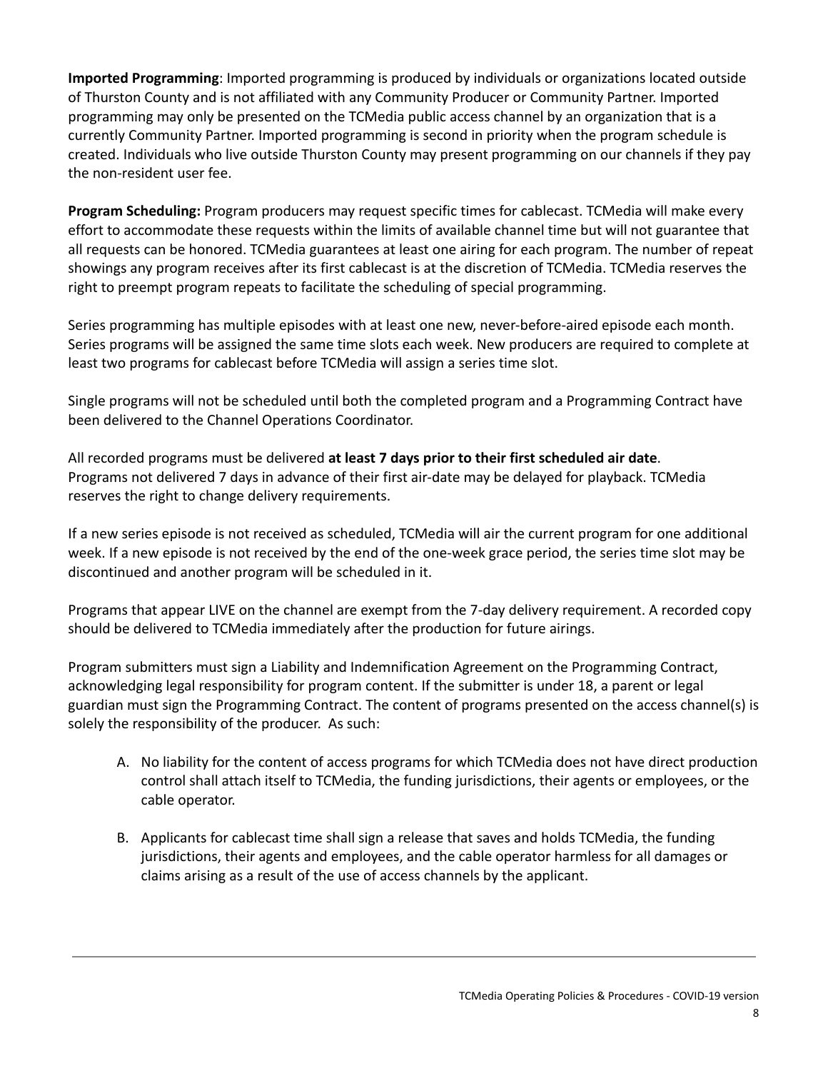**Imported Programming**: Imported programming is produced by individuals or organizations located outside of Thurston County and is not affiliated with any Community Producer or Community Partner. Imported programming may only be presented on the TCMedia public access channel by an organization that is a currently Community Partner. Imported programming is second in priority when the program schedule is created. Individuals who live outside Thurston County may present programming on our channels if they pay the non-resident user fee.

**Program Scheduling:** Program producers may request specific times for cablecast. TCMedia will make every effort to accommodate these requests within the limits of available channel time but will not guarantee that all requests can be honored. TCMedia guarantees at least one airing for each program. The number of repeat showings any program receives after its first cablecast is at the discretion of TCMedia. TCMedia reserves the right to preempt program repeats to facilitate the scheduling of special programming.

Series programming has multiple episodes with at least one new, never-before-aired episode each month. Series programs will be assigned the same time slots each week. New producers are required to complete at least two programs for cablecast before TCMedia will assign a series time slot.

Single programs will not be scheduled until both the completed program and a Programming Contract have been delivered to the Channel Operations Coordinator.

All recorded programs must be delivered **at least 7 days prior to their first scheduled air date**. Programs not delivered 7 days in advance of their first air-date may be delayed for playback. TCMedia reserves the right to change delivery requirements.

If a new series episode is not received as scheduled, TCMedia will air the current program for one additional week. If a new episode is not received by the end of the one-week grace period, the series time slot may be discontinued and another program will be scheduled in it.

Programs that appear LIVE on the channel are exempt from the 7-day delivery requirement. A recorded copy should be delivered to TCMedia immediately after the production for future airings.

Program submitters must sign a Liability and Indemnification Agreement on the Programming Contract, acknowledging legal responsibility for program content. If the submitter is under 18, a parent or legal guardian must sign the Programming Contract. The content of programs presented on the access channel(s) is solely the responsibility of the producer. As such:

A. No liability for the content of access programs for which TCMedia does not have direct production control shall attach itself to TCMedia, the funding jurisdictions, their agents or employees, or the cable operator.

B. Applicants for cablecast time shall sign a release that saves and holds TCMedia, the funding jurisdictions, their agents and employees, and the cable operator harmless for all damages or claims arising as a result of the use of access channels by the applicant.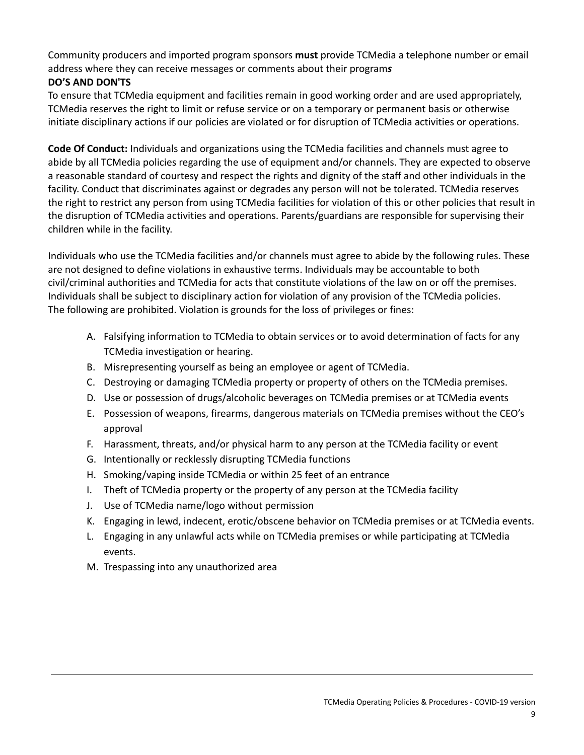Community producers and imported program sponsors **must** provide TCMedia a telephone number or email address where they can receive messages or comments about their program***s***

**DO'S AND DON'TS**

To ensure that TCMedia equipment and facilities remain in good working order and are used appropriately, TCMedia reserves the right to limit or refuse service or on a temporary or permanent basis or otherwise initiate disciplinary actions if our policies are violated or for disruption of TCMedia activities or operations.

**Code Of Conduct:** Individuals and organizations using the TCMedia facilities and channels must agree to abide by all TCMedia policies regarding the use of equipment and/or channels. They are expected to observe a reasonable standard of courtesy and respect the rights and dignity of the staff and other individuals in the facility. Conduct that discriminates against or degrades any person will not be tolerated. TCMedia reserves the right to restrict any person from using TCMedia facilities for violation of this or other policies that result in the disruption of TCMedia activities and operations. Parents/guardians are responsible for supervising their children while in the facility.

Individuals who use the TCMedia facilities and/or channels must agree to abide by the following rules. These are not designed to define violations in exhaustive terms. Individuals may be accountable to both civil/criminal authorities and TCMedia for acts that constitute violations of the law on or off the premises. Individuals shall be subject to disciplinary action for violation of any provision of the TCMedia policies. The following are prohibited. Violation is grounds for the loss of privileges or fines:

A. Falsifying information to TCMedia to obtain services or to avoid determination of facts for any TCMedia investigation or hearing.
B. Misrepresenting yourself as being an employee or agent of TCMedia.
C. Destroying or damaging TCMedia property or property of others on the TCMedia premises.
D. Use or possession of drugs/alcoholic beverages on TCMedia premises or at TCMedia events
E. Possession of weapons, firearms, dangerous materials on TCMedia premises without the CEO's approval
F. Harassment, threats, and/or physical harm to any person at the TCMedia facility or event
G. Intentionally or recklessly disrupting TCMedia functions
H. Smoking/vaping inside TCMedia or within 25 feet of an entrance
I. Theft of TCMedia property or the property of any person at the TCMedia facility
J. Use of TCMedia name/logo without permission
K. Engaging in lewd, indecent, erotic/obscene behavior on TCMedia premises or at TCMedia events.
L. Engaging in any unlawful acts while on TCMedia premises or while participating at TCMedia events.
M. Trespassing into any unauthorized area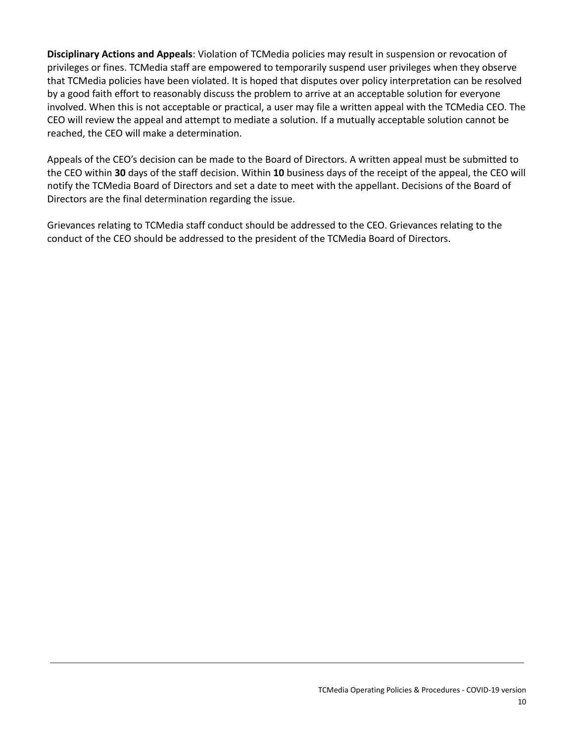**Disciplinary Actions and Appeals**: Violation of TCMedia policies may result in suspension or revocation of privileges or fines. TCMedia staff are empowered to temporarily suspend user privileges when they observe that TCMedia policies have been violated. It is hoped that disputes over policy interpretation can be resolved by a good faith effort to reasonably discuss the problem to arrive at an acceptable solution for everyone involved. When this is not acceptable or practical, a user may file a written appeal with the TCMedia CEO. The CEO will review the appeal and attempt to mediate a solution. If a mutually acceptable solution cannot be reached, the CEO will make a determination.

Appeals of the CEO's decision can be made to the Board of Directors. A written appeal must be submitted to the CEO within **30** days of the staff decision. Within **10** business days of the receipt of the appeal, the CEO will notify the TCMedia Board of Directors and set a date to meet with the appellant. Decisions of the Board of Directors are the final determination regarding the issue.

Grievances relating to TCMedia staff conduct should be addressed to the CEO. Grievances relating to the conduct of the CEO should be addressed to the president of the TCMedia Board of Directors.